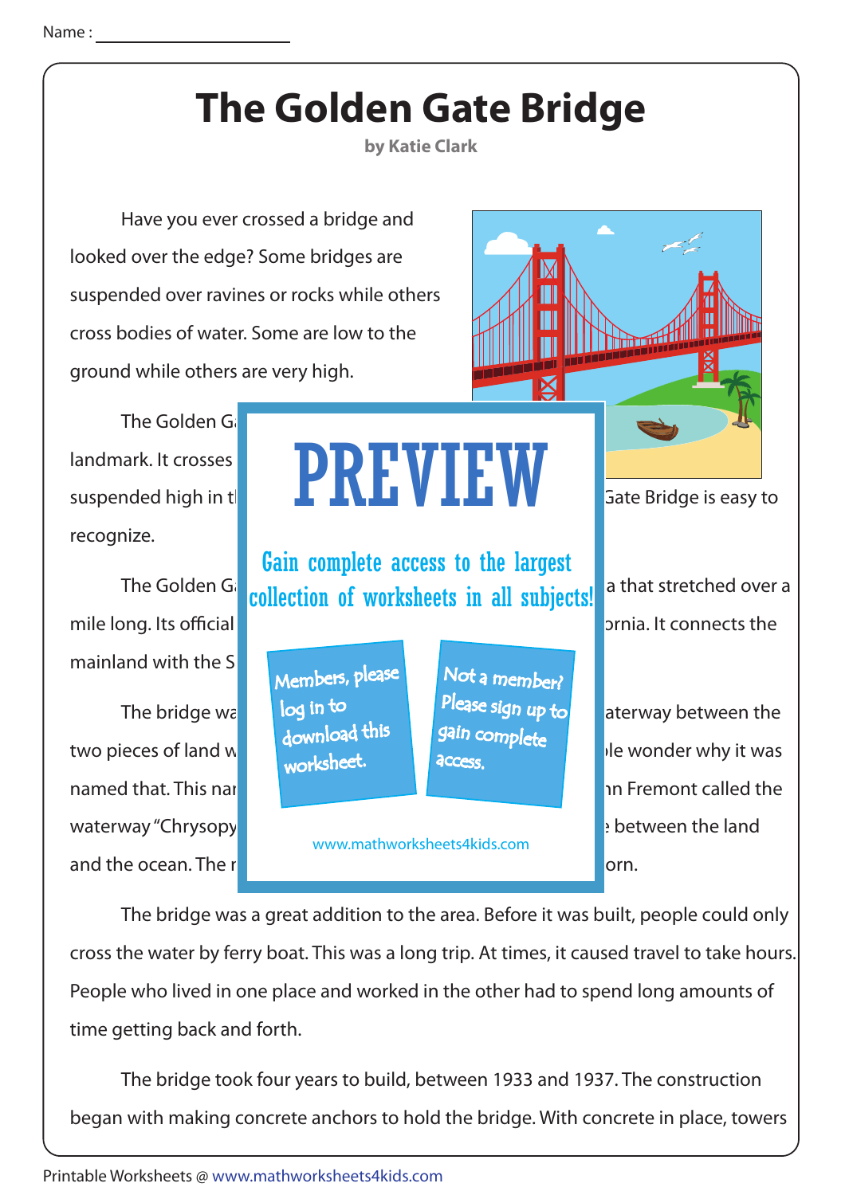Name : ____________________

# The Golden Gate Bridge

**by Katie Clark**

Have you ever crossed a bridge and looked over the edge? Some bridges are suspended over ravines or rocks while others cross bodies of water. Some are low to the ground while others are very high.

The Golden G landmark. It crosses suspended high in t Gate Bridge is easy to recognize.

PREVIEW

Gain complete access to the largest collection of worksheets in all subjects!

Members, please log in to download this worksheet.

Not a member? Please sign up to gain complete access.

www.mathworksheets4kids.com

The Golden G a that stretched over a mile long. Its official ornia. It connects the mainland with the S

The bridge wa aterway between the two pieces of land w le wonder why it was named that. This nar n Fremont called the waterway "Chrysopy between the land and the ocean. The r orn.

The bridge was a great addition to the area. Before it was built, people could only cross the water by ferry boat. This was a long trip. At times, it caused travel to take hours. People who lived in one place and worked in the other had to spend long amounts of time getting back and forth.

The bridge took four years to build, between 1933 and 1937. The construction began with making concrete anchors to hold the bridge. With concrete in place, towers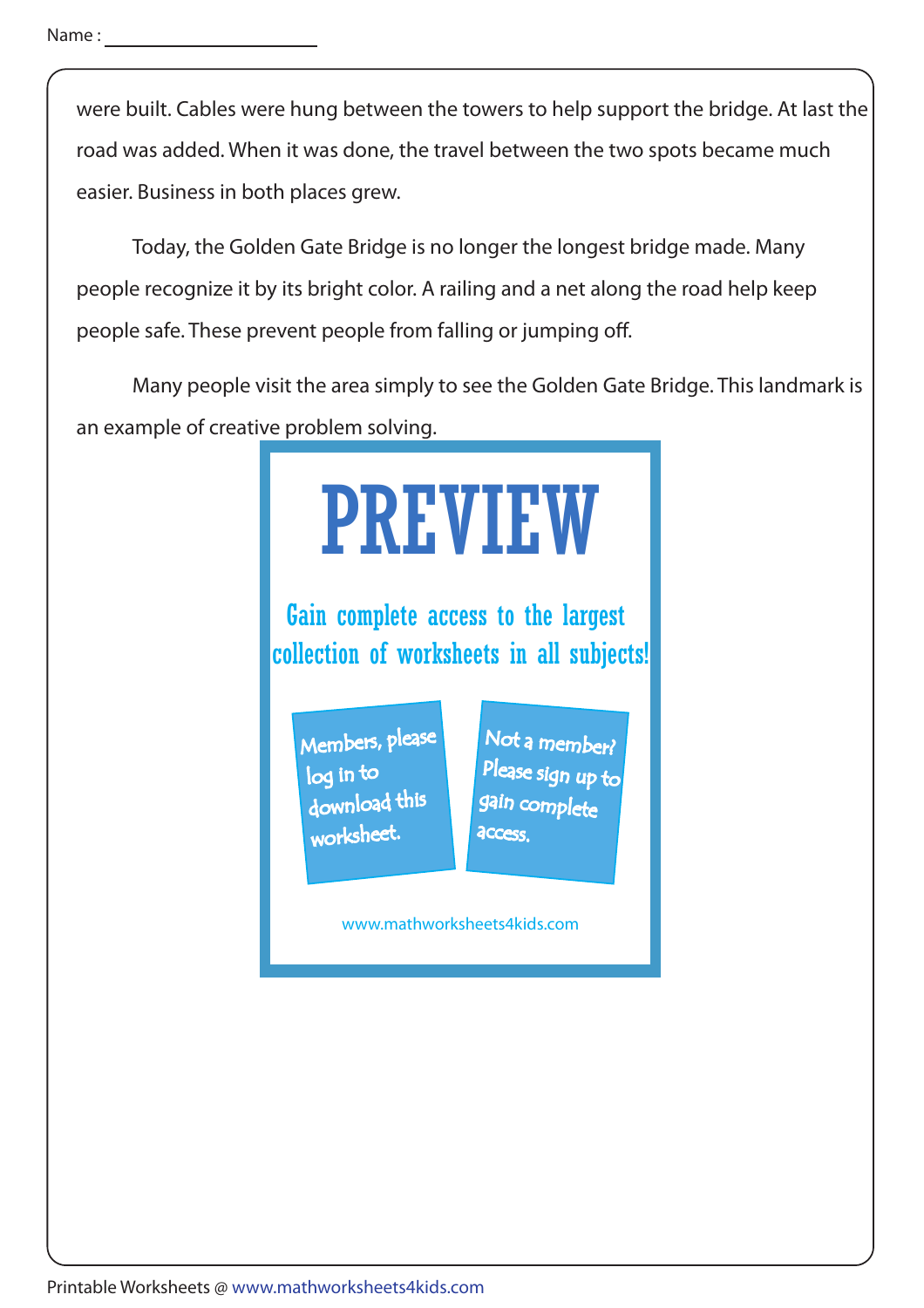Name :

were built. Cables were hung between the towers to help support the bridge. At last the road was added. When it was done, the travel between the two spots became much easier. Business in both places grew.

Today, the Golden Gate Bridge is no longer the longest bridge made. Many people recognize it by its bright color. A railing and a net along the road help keep people safe. These prevent people from falling or jumping off.

Many people visit the area simply to see the Golden Gate Bridge. This landmark is an example of creative problem solving.

PREVIEW

Gain complete access to the largest collection of worksheets in all subjects!

Members, please log in to download this worksheet.

Not a member? Please sign up to gain complete access.

www.mathworksheets4kids.com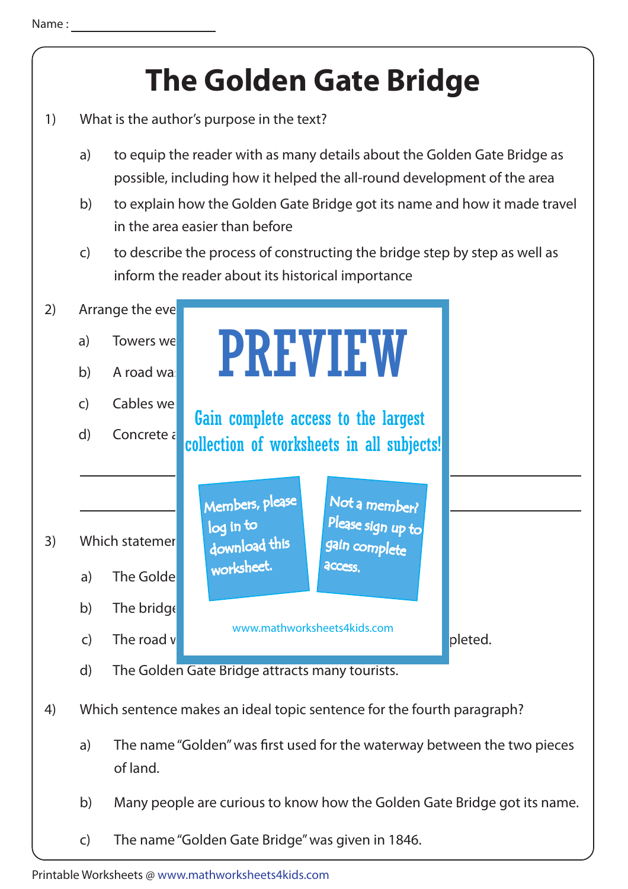Name :

# The Golden Gate Bridge

1) What is the author's purpose in the text?

   a) to equip the reader with as many details about the Golden Gate Bridge as possible, including how it helped the all-round development of the area

   b) to explain how the Golden Gate Bridge got its name and how it made travel in the area easier than before

   c) to describe the process of constructing the bridge step by step as well as inform the reader about its historical importance

2) Arrange the eve

   a) Towers we

   b) A road wa

   c) Cables we

   d) Concrete a

PREVIEW

Gain complete access to the largest collection of worksheets in all subjects!

Members, please log in to download this worksheet.

Not a member? Please sign up to gain complete access.

www.mathworksheets4kids.com

3) Which statemer

   a) The Golde

   b) The bridge

   c) The road v ... pleted.

   d) The Golden Gate Bridge attracts many tourists.

4) Which sentence makes an ideal topic sentence for the fourth paragraph?

   a) The name "Golden" was first used for the waterway between the two pieces of land.

   b) Many people are curious to know how the Golden Gate Bridge got its name.

   c) The name "Golden Gate Bridge" was given in 1846.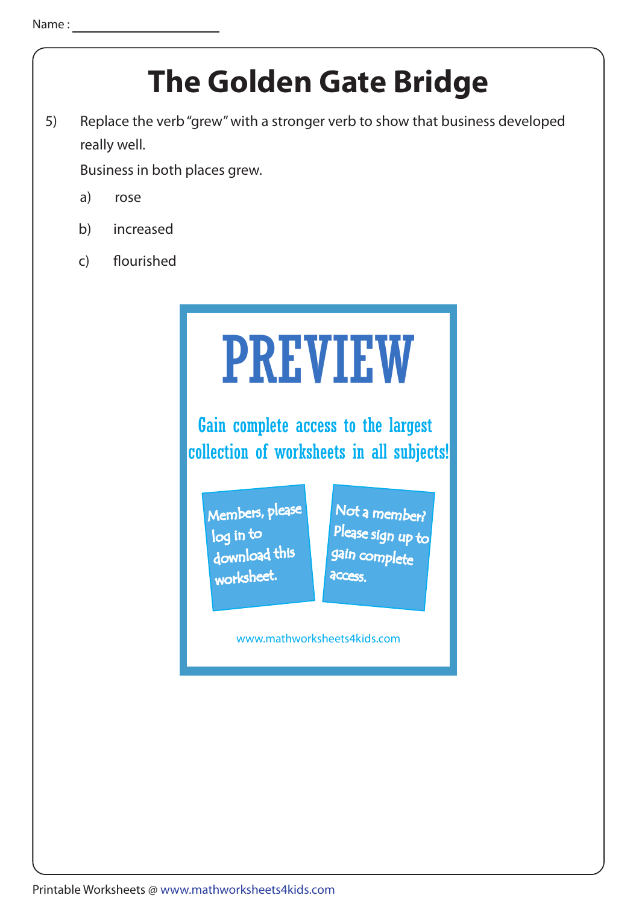Name :

# The Golden Gate Bridge

5) Replace the verb "grew" with a stronger verb to show that business developed really well.

Business in both places grew.

a) rose

b) increased

c) flourished

PREVIEW

Gain complete access to the largest collection of worksheets in all subjects!

Members, please log in to download this worksheet.

Not a member? Please sign up to gain complete access.

www.mathworksheets4kids.com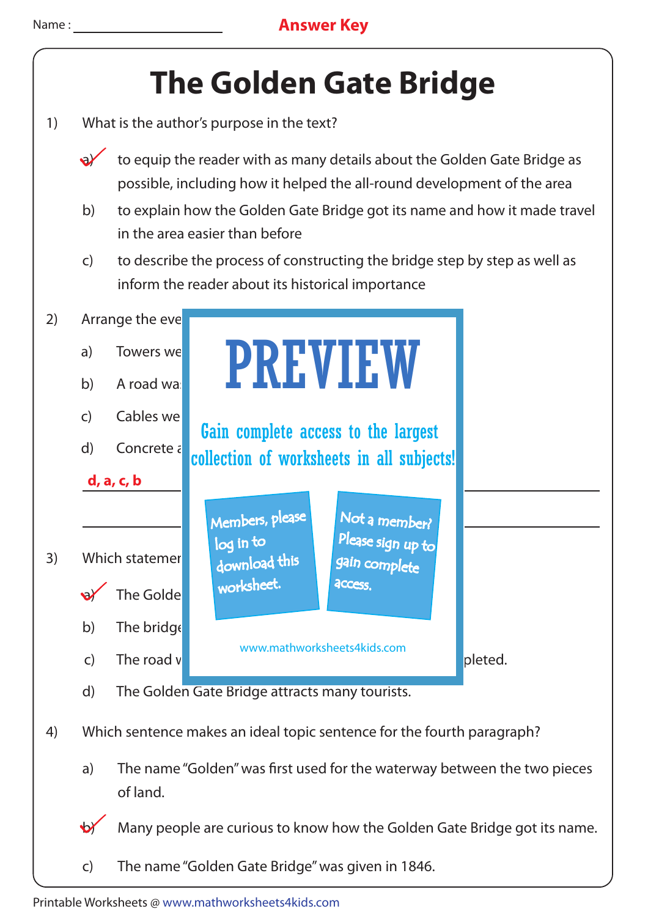Name :

**Answer Key**

# The Golden Gate Bridge

1) What is the author's purpose in the text?

   a) ✓ to equip the reader with as many details about the Golden Gate Bridge as possible, including how it helped the all-round development of the area

   b) to explain how the Golden Gate Bridge got its name and how it made travel in the area easier than before

   c) to describe the process of constructing the bridge step by step as well as inform the reader about its historical importance

2) Arrange the eve

   a) Towers we

   b) A road wa

   c) Cables we

   d) Concrete a

   **d, a, c, b**

3) Which statemen

   a) ✓ The Golde

   b) The bridge

   c) The road v ... pleted.

   d) The Golden Gate Bridge attracts many tourists.

4) Which sentence makes an ideal topic sentence for the fourth paragraph?

   a) The name "Golden" was first used for the waterway between the two pieces of land.

   b) ✓ Many people are curious to know how the Golden Gate Bridge got its name.

   c) The name "Golden Gate Bridge" was given in 1846.

PREVIEW

Gain complete access to the largest collection of worksheets in all subjects!

Members, please log in to download this worksheet.

Not a member? Please sign up to gain complete access.

www.mathworksheets4kids.com

Printable Worksheets @ www.mathworksheets4kids.com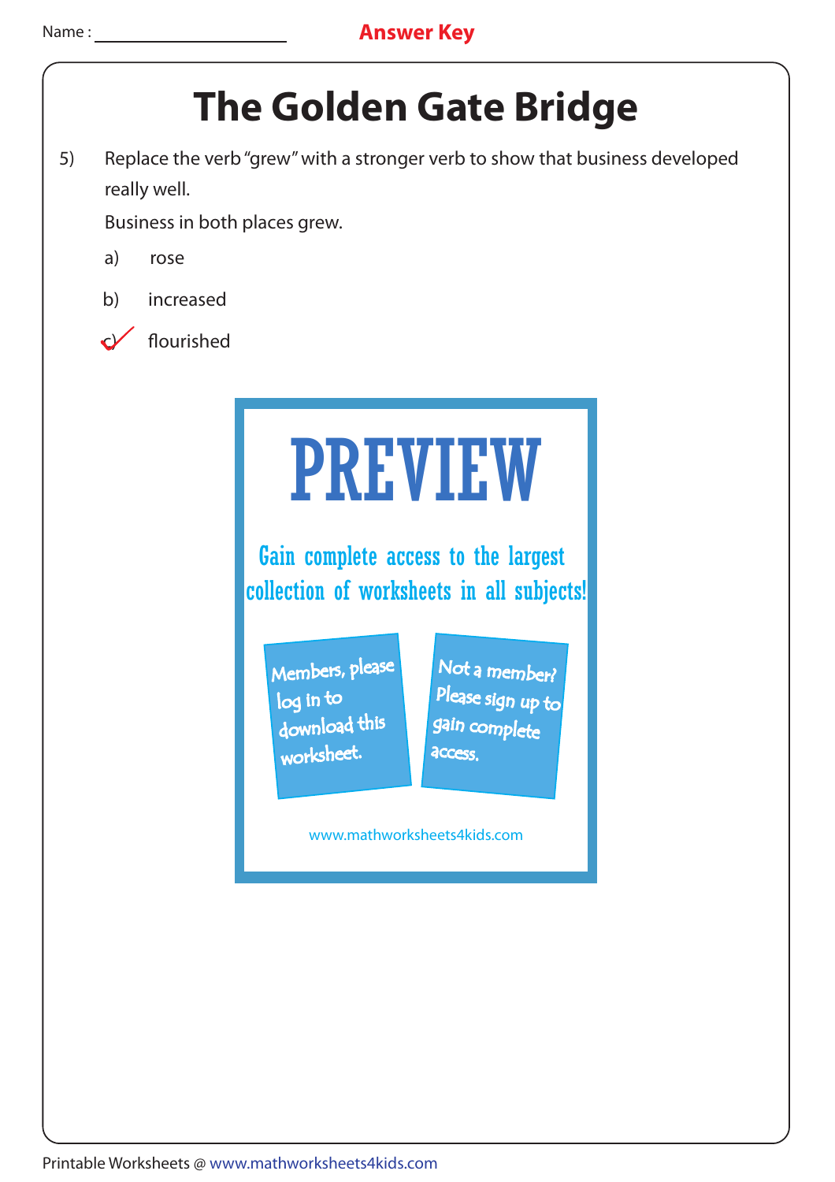Name :

**Answer Key**

# The Golden Gate Bridge

5) Replace the verb "grew" with a stronger verb to show that business developed really well.

Business in both places grew.

a) rose

b) increased

c) ✓ flourished

**PREVIEW**

Gain complete access to the largest collection of worksheets in all subjects!

Members, please log in to download this worksheet.

Not a member? Please sign up to gain complete access.

www.mathworksheets4kids.com

Printable Worksheets @ www.mathworksheets4kids.com